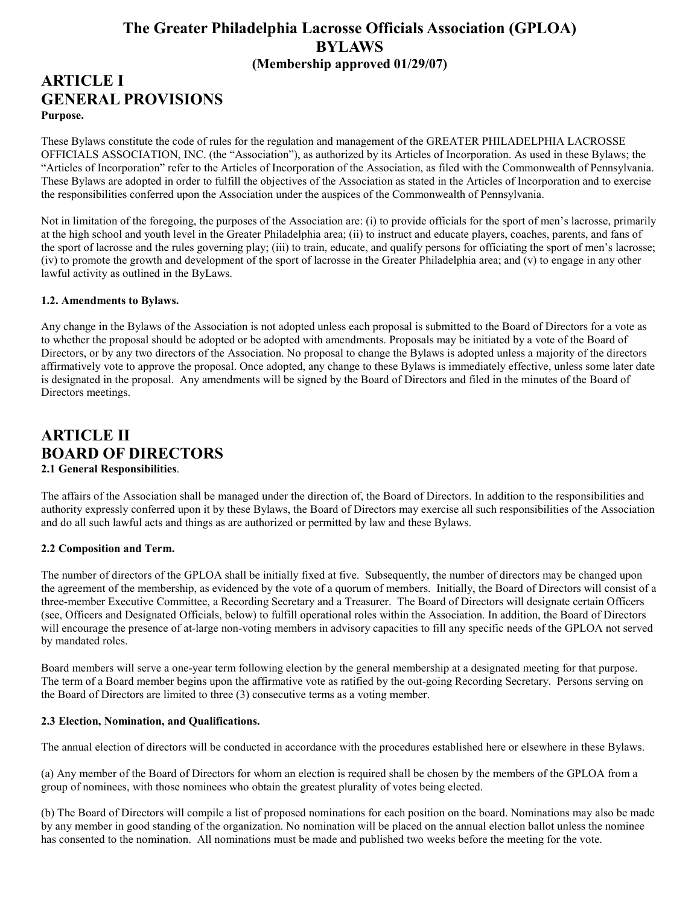# The Greater Philadelphia Lacrosse Officials Association (GPLOA)
# BYLAWS
### (Membership approved 01/29/07)

# ARTICLE I
# GENERAL PROVISIONS

**Purpose.**

These Bylaws constitute the code of rules for the regulation and management of the GREATER PHILADELPHIA LACROSSE OFFICIALS ASSOCIATION, INC. (the "Association"), as authorized by its Articles of Incorporation. As used in these Bylaws; the "Articles of Incorporation" refer to the Articles of Incorporation of the Association, as filed with the Commonwealth of Pennsylvania. These Bylaws are adopted in order to fulfill the objectives of the Association as stated in the Articles of Incorporation and to exercise the responsibilities conferred upon the Association under the auspices of the Commonwealth of Pennsylvania.

Not in limitation of the foregoing, the purposes of the Association are: (i) to provide officials for the sport of men's lacrosse, primarily at the high school and youth level in the Greater Philadelphia area; (ii) to instruct and educate players, coaches, parents, and fans of the sport of lacrosse and the rules governing play; (iii) to train, educate, and qualify persons for officiating the sport of men's lacrosse; (iv) to promote the growth and development of the sport of lacrosse in the Greater Philadelphia area; and (v) to engage in any other lawful activity as outlined in the ByLaws.

**1.2. Amendments to Bylaws.**

Any change in the Bylaws of the Association is not adopted unless each proposal is submitted to the Board of Directors for a vote as to whether the proposal should be adopted or be adopted with amendments. Proposals may be initiated by a vote of the Board of Directors, or by any two directors of the Association. No proposal to change the Bylaws is adopted unless a majority of the directors affirmatively vote to approve the proposal. Once adopted, any change to these Bylaws is immediately effective, unless some later date is designated in the proposal. Any amendments will be signed by the Board of Directors and filed in the minutes of the Board of Directors meetings.

# ARTICLE II
# BOARD OF DIRECTORS

**2.1 General Responsibilities**.

The affairs of the Association shall be managed under the direction of, the Board of Directors. In addition to the responsibilities and authority expressly conferred upon it by these Bylaws, the Board of Directors may exercise all such responsibilities of the Association and do all such lawful acts and things as are authorized or permitted by law and these Bylaws.

**2.2 Composition and Term.**

The number of directors of the GPLOA shall be initially fixed at five. Subsequently, the number of directors may be changed upon the agreement of the membership, as evidenced by the vote of a quorum of members. Initially, the Board of Directors will consist of a three-member Executive Committee, a Recording Secretary and a Treasurer. The Board of Directors will designate certain Officers (see, Officers and Designated Officials, below) to fulfill operational roles within the Association. In addition, the Board of Directors will encourage the presence of at-large non-voting members in advisory capacities to fill any specific needs of the GPLOA not served by mandated roles.

Board members will serve a one-year term following election by the general membership at a designated meeting for that purpose. The term of a Board member begins upon the affirmative vote as ratified by the out-going Recording Secretary. Persons serving on the Board of Directors are limited to three (3) consecutive terms as a voting member.

**2.3 Election, Nomination, and Qualifications.**

The annual election of directors will be conducted in accordance with the procedures established here or elsewhere in these Bylaws.

(a) Any member of the Board of Directors for whom an election is required shall be chosen by the members of the GPLOA from a group of nominees, with those nominees who obtain the greatest plurality of votes being elected.

(b) The Board of Directors will compile a list of proposed nominations for each position on the board. Nominations may also be made by any member in good standing of the organization. No nomination will be placed on the annual election ballot unless the nominee has consented to the nomination. All nominations must be made and published two weeks before the meeting for the vote.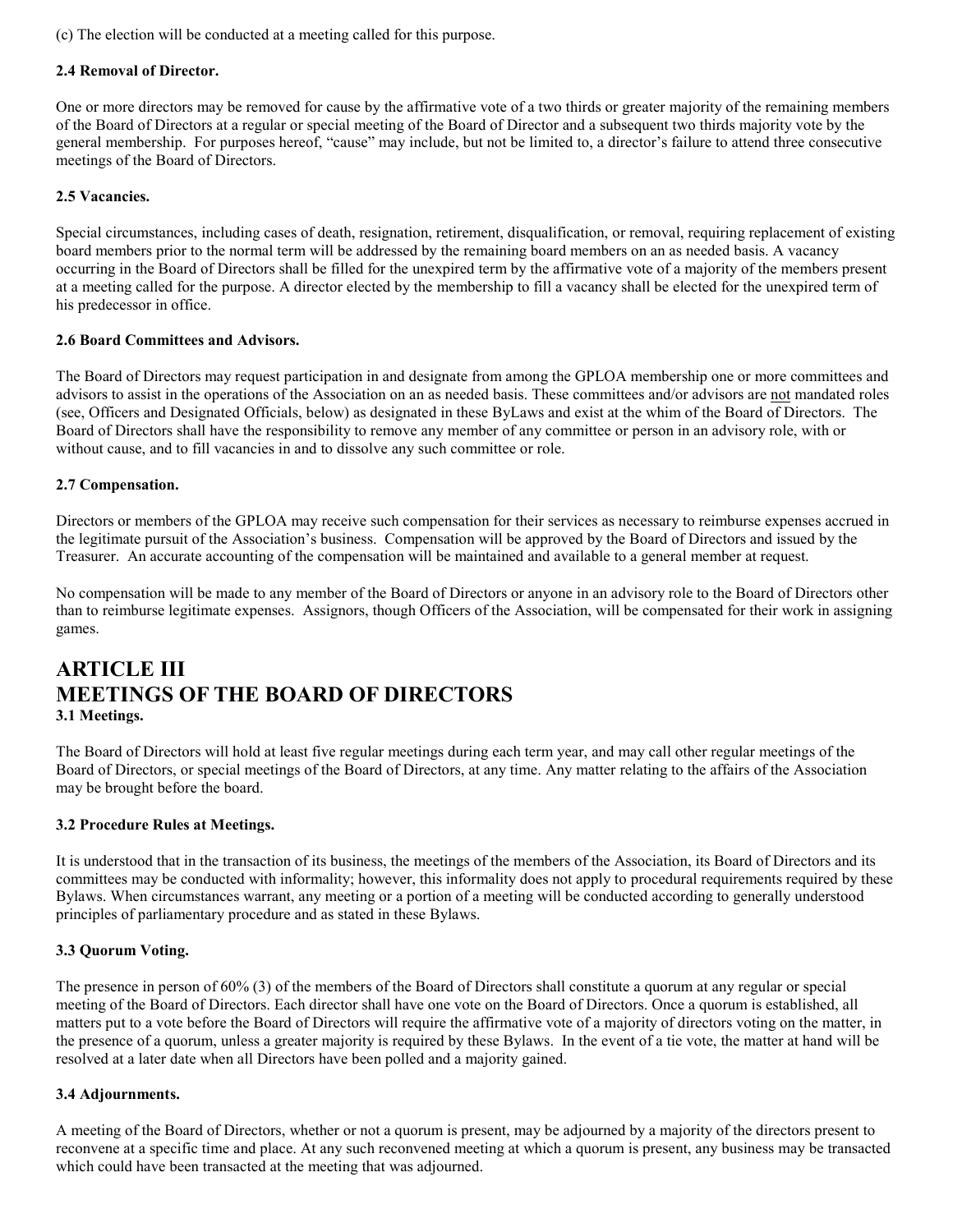(c) The election will be conducted at a meeting called for this purpose.

### 2.4 Removal of Director.

One or more directors may be removed for cause by the affirmative vote of a two thirds or greater majority of the remaining members of the Board of Directors at a regular or special meeting of the Board of Director and a subsequent two thirds majority vote by the general membership. For purposes hereof, "cause" may include, but not be limited to, a director's failure to attend three consecutive meetings of the Board of Directors.

### 2.5 Vacancies.

Special circumstances, including cases of death, resignation, retirement, disqualification, or removal, requiring replacement of existing board members prior to the normal term will be addressed by the remaining board members on an as needed basis. A vacancy occurring in the Board of Directors shall be filled for the unexpired term by the affirmative vote of a majority of the members present at a meeting called for the purpose. A director elected by the membership to fill a vacancy shall be elected for the unexpired term of his predecessor in office.

### 2.6 Board Committees and Advisors.

The Board of Directors may request participation in and designate from among the GPLOA membership one or more committees and advisors to assist in the operations of the Association on an as needed basis. These committees and/or advisors are <u>not</u> mandated roles (see, Officers and Designated Officials, below) as designated in these ByLaws and exist at the whim of the Board of Directors. The Board of Directors shall have the responsibility to remove any member of any committee or person in an advisory role, with or without cause, and to fill vacancies in and to dissolve any such committee or role.

### 2.7 Compensation.

Directors or members of the GPLOA may receive such compensation for their services as necessary to reimburse expenses accrued in the legitimate pursuit of the Association's business. Compensation will be approved by the Board of Directors and issued by the Treasurer. An accurate accounting of the compensation will be maintained and available to a general member at request.

No compensation will be made to any member of the Board of Directors or anyone in an advisory role to the Board of Directors other than to reimburse legitimate expenses. Assignors, though Officers of the Association, will be compensated for their work in assigning games.

## ARTICLE III
## MEETINGS OF THE BOARD OF DIRECTORS

### 3.1 Meetings.

The Board of Directors will hold at least five regular meetings during each term year, and may call other regular meetings of the Board of Directors, or special meetings of the Board of Directors, at any time. Any matter relating to the affairs of the Association may be brought before the board.

### 3.2 Procedure Rules at Meetings.

It is understood that in the transaction of its business, the meetings of the members of the Association, its Board of Directors and its committees may be conducted with informality; however, this informality does not apply to procedural requirements required by these Bylaws. When circumstances warrant, any meeting or a portion of a meeting will be conducted according to generally understood principles of parliamentary procedure and as stated in these Bylaws.

### 3.3 Quorum Voting.

The presence in person of 60% (3) of the members of the Board of Directors shall constitute a quorum at any regular or special meeting of the Board of Directors. Each director shall have one vote on the Board of Directors. Once a quorum is established, all matters put to a vote before the Board of Directors will require the affirmative vote of a majority of directors voting on the matter, in the presence of a quorum, unless a greater majority is required by these Bylaws. In the event of a tie vote, the matter at hand will be resolved at a later date when all Directors have been polled and a majority gained.

### 3.4 Adjournments.

A meeting of the Board of Directors, whether or not a quorum is present, may be adjourned by a majority of the directors present to reconvene at a specific time and place. At any such reconvened meeting at which a quorum is present, any business may be transacted which could have been transacted at the meeting that was adjourned.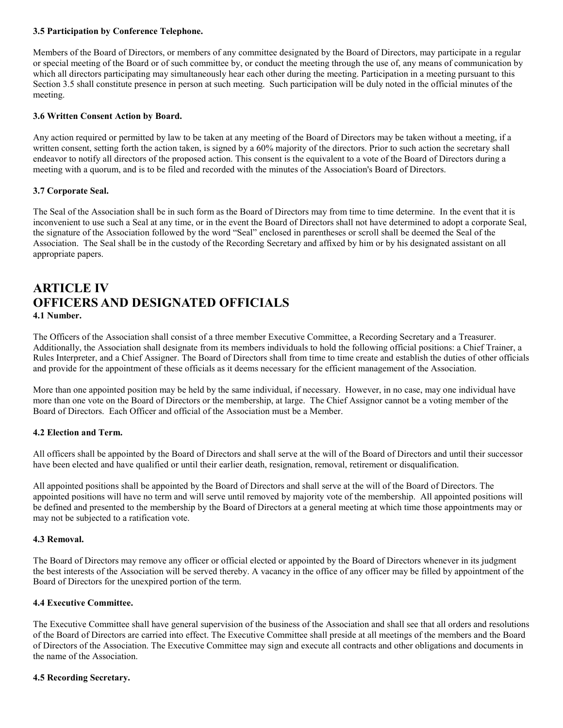#### 3.5 Participation by Conference Telephone.

Members of the Board of Directors, or members of any committee designated by the Board of Directors, may participate in a regular or special meeting of the Board or of such committee by, or conduct the meeting through the use of, any means of communication by which all directors participating may simultaneously hear each other during the meeting. Participation in a meeting pursuant to this Section 3.5 shall constitute presence in person at such meeting. Such participation will be duly noted in the official minutes of the meeting.

#### 3.6 Written Consent Action by Board.

Any action required or permitted by law to be taken at any meeting of the Board of Directors may be taken without a meeting, if a written consent, setting forth the action taken, is signed by a 60% majority of the directors. Prior to such action the secretary shall endeavor to notify all directors of the proposed action. This consent is the equivalent to a vote of the Board of Directors during a meeting with a quorum, and is to be filed and recorded with the minutes of the Association's Board of Directors.

#### 3.7 Corporate Seal.

The Seal of the Association shall be in such form as the Board of Directors may from time to time determine. In the event that it is inconvenient to use such a Seal at any time, or in the event the Board of Directors shall not have determined to adopt a corporate Seal, the signature of the Association followed by the word "Seal" enclosed in parentheses or scroll shall be deemed the Seal of the Association. The Seal shall be in the custody of the Recording Secretary and affixed by him or by his designated assistant on all appropriate papers.

## ARTICLE IV
## OFFICERS AND DESIGNATED OFFICIALS

#### 4.1 Number.

The Officers of the Association shall consist of a three member Executive Committee, a Recording Secretary and a Treasurer. Additionally, the Association shall designate from its members individuals to hold the following official positions: a Chief Trainer, a Rules Interpreter, and a Chief Assigner. The Board of Directors shall from time to time create and establish the duties of other officials and provide for the appointment of these officials as it deems necessary for the efficient management of the Association.

More than one appointed position may be held by the same individual, if necessary. However, in no case, may one individual have more than one vote on the Board of Directors or the membership, at large. The Chief Assignor cannot be a voting member of the Board of Directors. Each Officer and official of the Association must be a Member.

#### 4.2 Election and Term.

All officers shall be appointed by the Board of Directors and shall serve at the will of the Board of Directors and until their successor have been elected and have qualified or until their earlier death, resignation, removal, retirement or disqualification.

All appointed positions shall be appointed by the Board of Directors and shall serve at the will of the Board of Directors. The appointed positions will have no term and will serve until removed by majority vote of the membership. All appointed positions will be defined and presented to the membership by the Board of Directors at a general meeting at which time those appointments may or may not be subjected to a ratification vote.

#### 4.3 Removal.

The Board of Directors may remove any officer or official elected or appointed by the Board of Directors whenever in its judgment the best interests of the Association will be served thereby. A vacancy in the office of any officer may be filled by appointment of the Board of Directors for the unexpired portion of the term.

#### 4.4 Executive Committee.

The Executive Committee shall have general supervision of the business of the Association and shall see that all orders and resolutions of the Board of Directors are carried into effect. The Executive Committee shall preside at all meetings of the members and the Board of Directors of the Association. The Executive Committee may sign and execute all contracts and other obligations and documents in the name of the Association.

#### 4.5 Recording Secretary.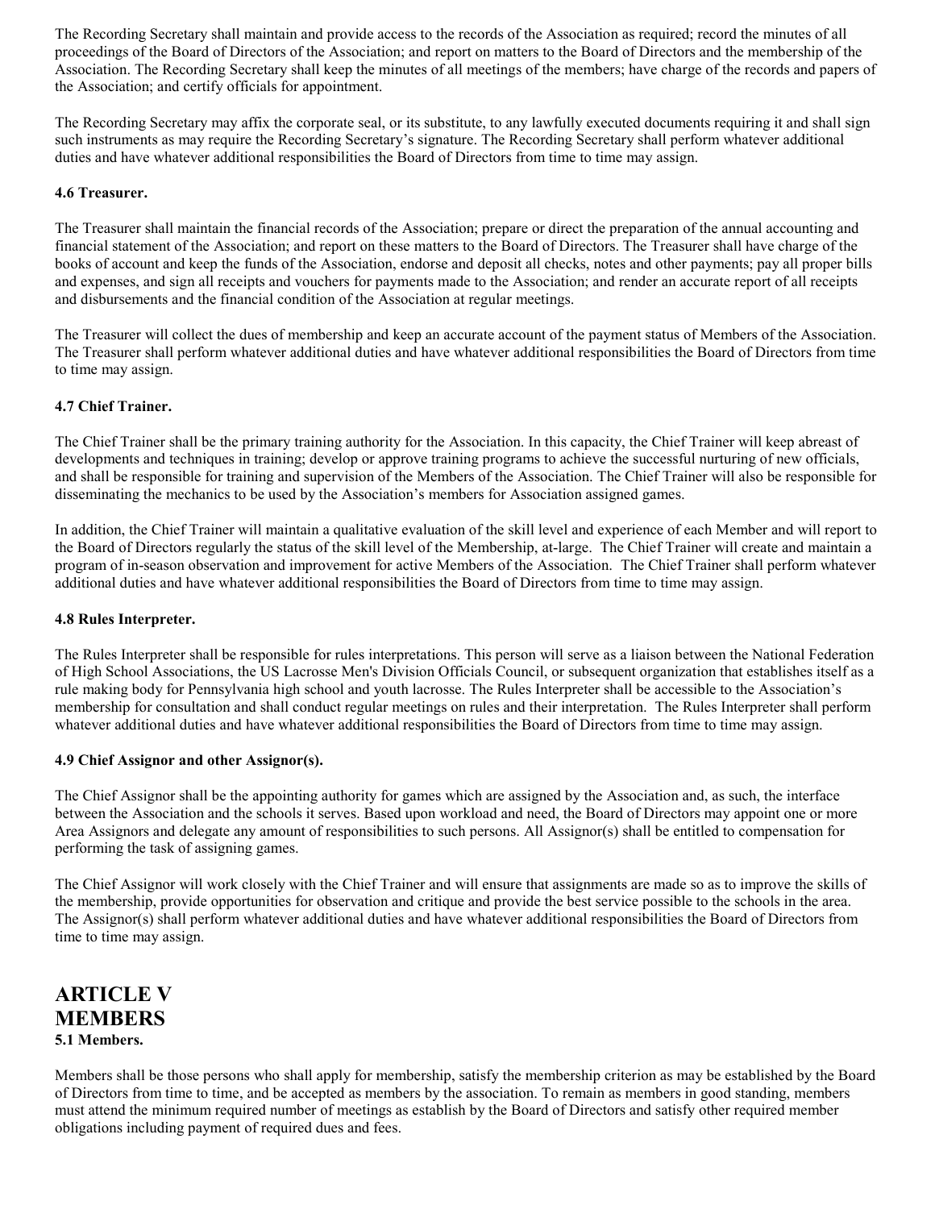The Recording Secretary shall maintain and provide access to the records of the Association as required; record the minutes of all proceedings of the Board of Directors of the Association; and report on matters to the Board of Directors and the membership of the Association. The Recording Secretary shall keep the minutes of all meetings of the members; have charge of the records and papers of the Association; and certify officials for appointment.

The Recording Secretary may affix the corporate seal, or its substitute, to any lawfully executed documents requiring it and shall sign such instruments as may require the Recording Secretary's signature. The Recording Secretary shall perform whatever additional duties and have whatever additional responsibilities the Board of Directors from time to time may assign.

**4.6 Treasurer.**

The Treasurer shall maintain the financial records of the Association; prepare or direct the preparation of the annual accounting and financial statement of the Association; and report on these matters to the Board of Directors. The Treasurer shall have charge of the books of account and keep the funds of the Association, endorse and deposit all checks, notes and other payments; pay all proper bills and expenses, and sign all receipts and vouchers for payments made to the Association; and render an accurate report of all receipts and disbursements and the financial condition of the Association at regular meetings.

The Treasurer will collect the dues of membership and keep an accurate account of the payment status of Members of the Association. The Treasurer shall perform whatever additional duties and have whatever additional responsibilities the Board of Directors from time to time may assign.

**4.7 Chief Trainer.**

The Chief Trainer shall be the primary training authority for the Association. In this capacity, the Chief Trainer will keep abreast of developments and techniques in training; develop or approve training programs to achieve the successful nurturing of new officials, and shall be responsible for training and supervision of the Members of the Association. The Chief Trainer will also be responsible for disseminating the mechanics to be used by the Association's members for Association assigned games.

In addition, the Chief Trainer will maintain a qualitative evaluation of the skill level and experience of each Member and will report to the Board of Directors regularly the status of the skill level of the Membership, at-large. The Chief Trainer will create and maintain a program of in-season observation and improvement for active Members of the Association. The Chief Trainer shall perform whatever additional duties and have whatever additional responsibilities the Board of Directors from time to time may assign.

**4.8 Rules Interpreter.**

The Rules Interpreter shall be responsible for rules interpretations. This person will serve as a liaison between the National Federation of High School Associations, the US Lacrosse Men's Division Officials Council, or subsequent organization that establishes itself as a rule making body for Pennsylvania high school and youth lacrosse. The Rules Interpreter shall be accessible to the Association's membership for consultation and shall conduct regular meetings on rules and their interpretation. The Rules Interpreter shall perform whatever additional duties and have whatever additional responsibilities the Board of Directors from time to time may assign.

**4.9 Chief Assignor and other Assignor(s).**

The Chief Assignor shall be the appointing authority for games which are assigned by the Association and, as such, the interface between the Association and the schools it serves. Based upon workload and need, the Board of Directors may appoint one or more Area Assignors and delegate any amount of responsibilities to such persons. All Assignor(s) shall be entitled to compensation for performing the task of assigning games.

The Chief Assignor will work closely with the Chief Trainer and will ensure that assignments are made so as to improve the skills of the membership, provide opportunities for observation and critique and provide the best service possible to the schools in the area. The Assignor(s) shall perform whatever additional duties and have whatever additional responsibilities the Board of Directors from time to time may assign.

## ARTICLE V
## MEMBERS

**5.1 Members.**

Members shall be those persons who shall apply for membership, satisfy the membership criterion as may be established by the Board of Directors from time to time, and be accepted as members by the association. To remain as members in good standing, members must attend the minimum required number of meetings as establish by the Board of Directors and satisfy other required member obligations including payment of required dues and fees.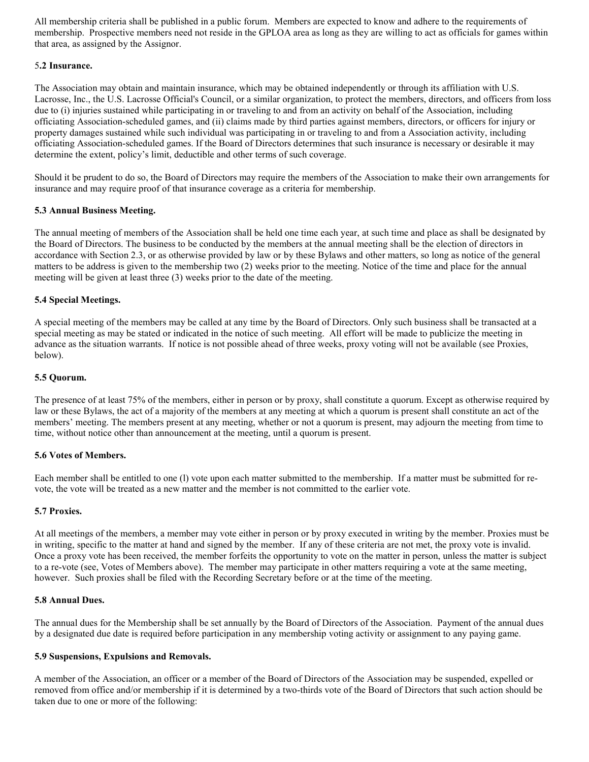All membership criteria shall be published in a public forum. Members are expected to know and adhere to the requirements of membership. Prospective members need not reside in the GPLOA area as long as they are willing to act as officials for games within that area, as assigned by the Assignor.

**5.2 Insurance.**

The Association may obtain and maintain insurance, which may be obtained independently or through its affiliation with U.S. Lacrosse, Inc., the U.S. Lacrosse Official's Council, or a similar organization, to protect the members, directors, and officers from loss due to (i) injuries sustained while participating in or traveling to and from an activity on behalf of the Association, including officiating Association-scheduled games, and (ii) claims made by third parties against members, directors, or officers for injury or property damages sustained while such individual was participating in or traveling to and from a Association activity, including officiating Association-scheduled games. If the Board of Directors determines that such insurance is necessary or desirable it may determine the extent, policy's limit, deductible and other terms of such coverage.

Should it be prudent to do so, the Board of Directors may require the members of the Association to make their own arrangements for insurance and may require proof of that insurance coverage as a criteria for membership.

**5.3 Annual Business Meeting.**

The annual meeting of members of the Association shall be held one time each year, at such time and place as shall be designated by the Board of Directors. The business to be conducted by the members at the annual meeting shall be the election of directors in accordance with Section 2.3, or as otherwise provided by law or by these Bylaws and other matters, so long as notice of the general matters to be address is given to the membership two (2) weeks prior to the meeting. Notice of the time and place for the annual meeting will be given at least three (3) weeks prior to the date of the meeting.

**5.4 Special Meetings.**

A special meeting of the members may be called at any time by the Board of Directors. Only such business shall be transacted at a special meeting as may be stated or indicated in the notice of such meeting. All effort will be made to publicize the meeting in advance as the situation warrants. If notice is not possible ahead of three weeks, proxy voting will not be available (see Proxies, below).

**5.5 Quorum.**

The presence of at least 75% of the members, either in person or by proxy, shall constitute a quorum. Except as otherwise required by law or these Bylaws, the act of a majority of the members at any meeting at which a quorum is present shall constitute an act of the members' meeting. The members present at any meeting, whether or not a quorum is present, may adjourn the meeting from time to time, without notice other than announcement at the meeting, until a quorum is present.

**5.6 Votes of Members.**

Each member shall be entitled to one (l) vote upon each matter submitted to the membership. If a matter must be submitted for re-vote, the vote will be treated as a new matter and the member is not committed to the earlier vote.

**5.7 Proxies.**

At all meetings of the members, a member may vote either in person or by proxy executed in writing by the member. Proxies must be in writing, specific to the matter at hand and signed by the member. If any of these criteria are not met, the proxy vote is invalid. Once a proxy vote has been received, the member forfeits the opportunity to vote on the matter in person, unless the matter is subject to a re-vote (see, Votes of Members above). The member may participate in other matters requiring a vote at the same meeting, however. Such proxies shall be filed with the Recording Secretary before or at the time of the meeting.

**5.8 Annual Dues.**

The annual dues for the Membership shall be set annually by the Board of Directors of the Association. Payment of the annual dues by a designated due date is required before participation in any membership voting activity or assignment to any paying game.

**5.9 Suspensions, Expulsions and Removals.**

A member of the Association, an officer or a member of the Board of Directors of the Association may be suspended, expelled or removed from office and/or membership if it is determined by a two-thirds vote of the Board of Directors that such action should be taken due to one or more of the following: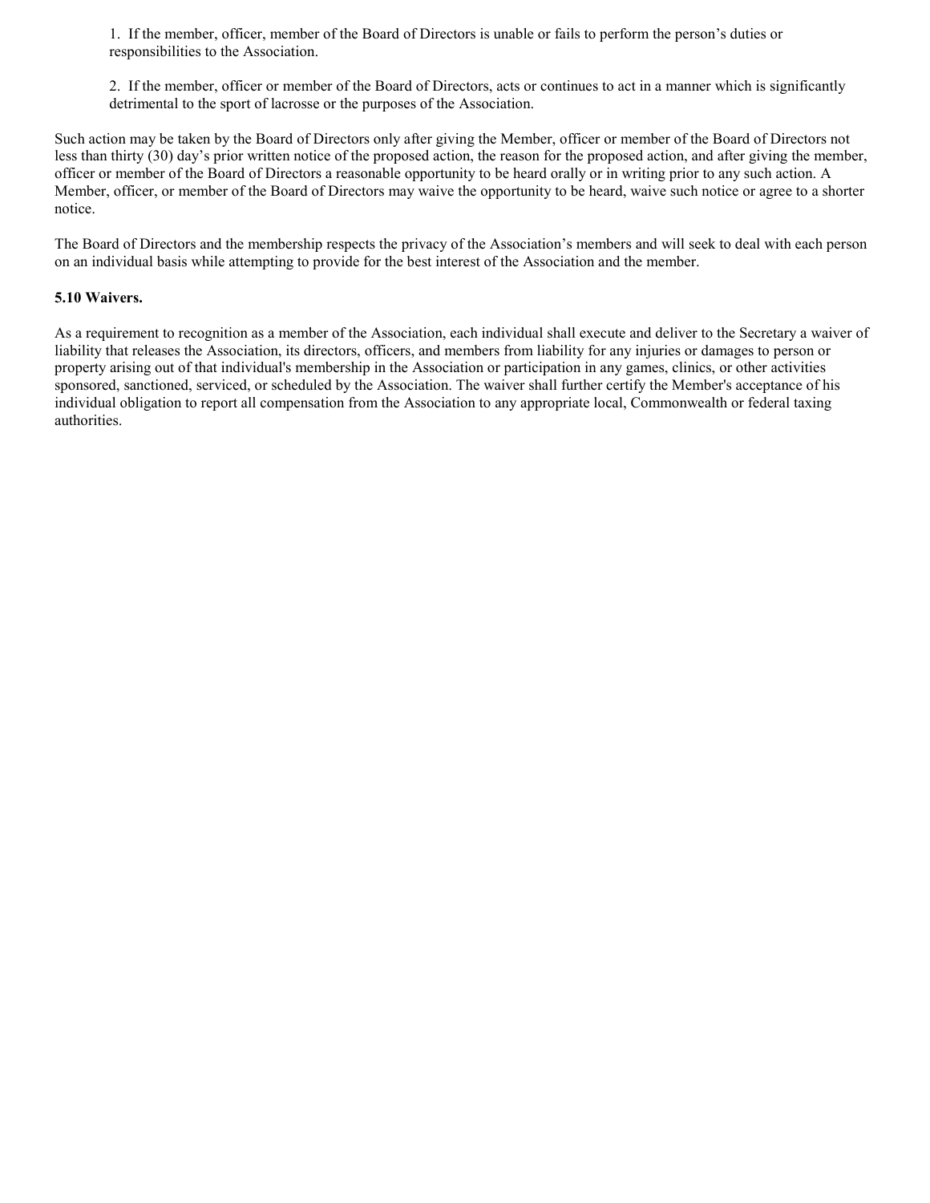1. If the member, officer, member of the Board of Directors is unable or fails to perform the person's duties or responsibilities to the Association.

2. If the member, officer or member of the Board of Directors, acts or continues to act in a manner which is significantly detrimental to the sport of lacrosse or the purposes of the Association.

Such action may be taken by the Board of Directors only after giving the Member, officer or member of the Board of Directors not less than thirty (30) day's prior written notice of the proposed action, the reason for the proposed action, and after giving the member, officer or member of the Board of Directors a reasonable opportunity to be heard orally or in writing prior to any such action. A Member, officer, or member of the Board of Directors may waive the opportunity to be heard, waive such notice or agree to a shorter notice.

The Board of Directors and the membership respects the privacy of the Association's members and will seek to deal with each person on an individual basis while attempting to provide for the best interest of the Association and the member.

**5.10 Waivers.**

As a requirement to recognition as a member of the Association, each individual shall execute and deliver to the Secretary a waiver of liability that releases the Association, its directors, officers, and members from liability for any injuries or damages to person or property arising out of that individual's membership in the Association or participation in any games, clinics, or other activities sponsored, sanctioned, serviced, or scheduled by the Association. The waiver shall further certify the Member's acceptance of his individual obligation to report all compensation from the Association to any appropriate local, Commonwealth or federal taxing authorities.